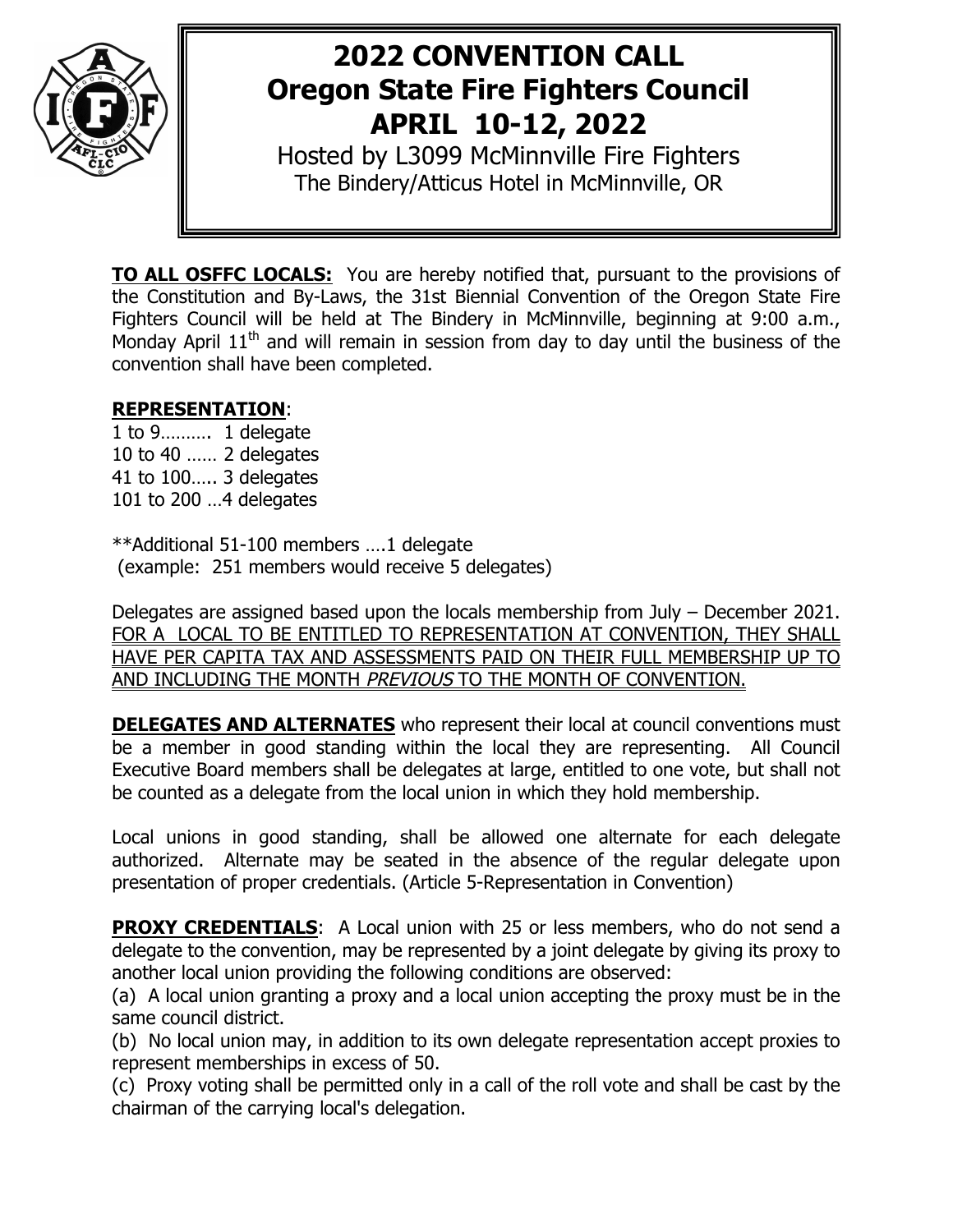# 2022 CONVENTION CALL
# Oregon State Fire Fighters Council
# APRIL 10-12, 2022

Hosted by L3099 McMinnville Fire Fighters
The Bindery/Atticus Hotel in McMinnville, OR

**TO ALL OSFFC LOCALS:** You are hereby notified that, pursuant to the provisions of the Constitution and By-Laws, the 31st Biennial Convention of the Oregon State Fire Fighters Council will be held at The Bindery in McMinnville, beginning at 9:00 a.m., Monday April 11th and will remain in session from day to day until the business of the convention shall have been completed.

**REPRESENTATION**:

1 to 9……… 1 delegate
10 to 40 …… 2 delegates
41 to 100….. 3 delegates
101 to 200 …4 delegates

**Additional 51-100 members ….1 delegate
(example: 251 members would receive 5 delegates)

Delegates are assigned based upon the locals membership from July – December 2021. FOR A LOCAL TO BE ENTITLED TO REPRESENTATION AT CONVENTION, THEY SHALL HAVE PER CAPITA TAX AND ASSESSMENTS PAID ON THEIR FULL MEMBERSHIP UP TO AND INCLUDING THE MONTH *PREVIOUS* TO THE MONTH OF CONVENTION.

**DELEGATES AND ALTERNATES** who represent their local at council conventions must be a member in good standing within the local they are representing. All Council Executive Board members shall be delegates at large, entitled to one vote, but shall not be counted as a delegate from the local union in which they hold membership.

Local unions in good standing, shall be allowed one alternate for each delegate authorized. Alternate may be seated in the absence of the regular delegate upon presentation of proper credentials. (Article 5-Representation in Convention)

**PROXY CREDENTIALS**: A Local union with 25 or less members, who do not send a delegate to the convention, may be represented by a joint delegate by giving its proxy to another local union providing the following conditions are observed:

(a) A local union granting a proxy and a local union accepting the proxy must be in the same council district.
(b) No local union may, in addition to its own delegate representation accept proxies to represent memberships in excess of 50.
(c) Proxy voting shall be permitted only in a call of the roll vote and shall be cast by the chairman of the carrying local's delegation.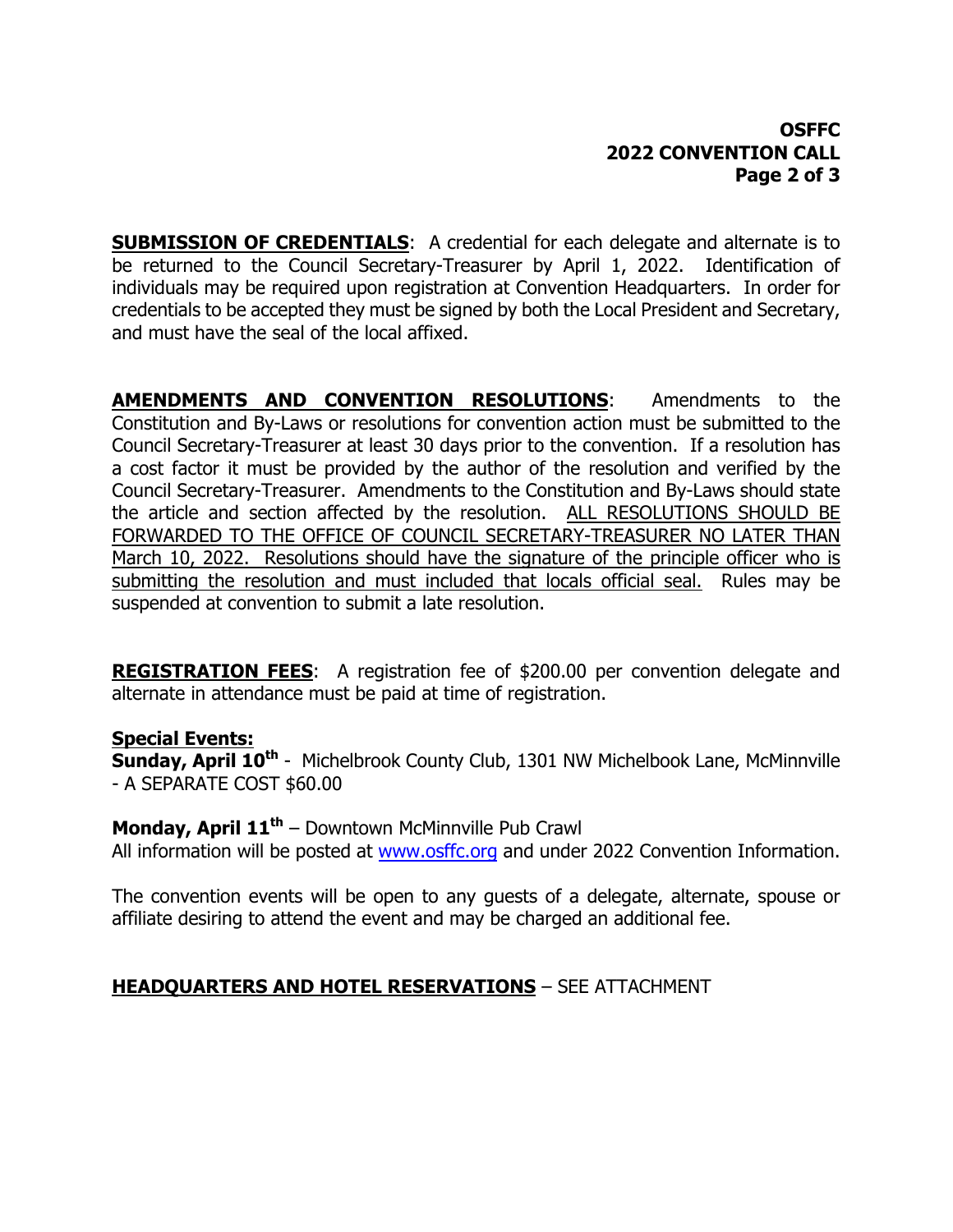**SUBMISSION OF CREDENTIALS**: A credential for each delegate and alternate is to be returned to the Council Secretary-Treasurer by April 1, 2022. Identification of individuals may be required upon registration at Convention Headquarters. In order for credentials to be accepted they must be signed by both the Local President and Secretary, and must have the seal of the local affixed.

**AMENDMENTS AND CONVENTION RESOLUTIONS**: Amendments to the Constitution and By-Laws or resolutions for convention action must be submitted to the Council Secretary-Treasurer at least 30 days prior to the convention. If a resolution has a cost factor it must be provided by the author of the resolution and verified by the Council Secretary-Treasurer. Amendments to the Constitution and By-Laws should state the article and section affected by the resolution. ALL RESOLUTIONS SHOULD BE FORWARDED TO THE OFFICE OF COUNCIL SECRETARY-TREASURER NO LATER THAN March 10, 2022. Resolutions should have the signature of the principle officer who is submitting the resolution and must included that locals official seal. Rules may be suspended at convention to submit a late resolution.

**REGISTRATION FEES**: A registration fee of $200.00 per convention delegate and alternate in attendance must be paid at time of registration.

**Special Events:**

**Sunday, April 10th** - Michelbrook County Club, 1301 NW Michelbook Lane, McMinnville - A SEPARATE COST $60.00

**Monday, April 11th** – Downtown McMinnville Pub Crawl
All information will be posted at www.osffc.org and under 2022 Convention Information.

The convention events will be open to any guests of a delegate, alternate, spouse or affiliate desiring to attend the event and may be charged an additional fee.

**HEADQUARTERS AND HOTEL RESERVATIONS** – SEE ATTACHMENT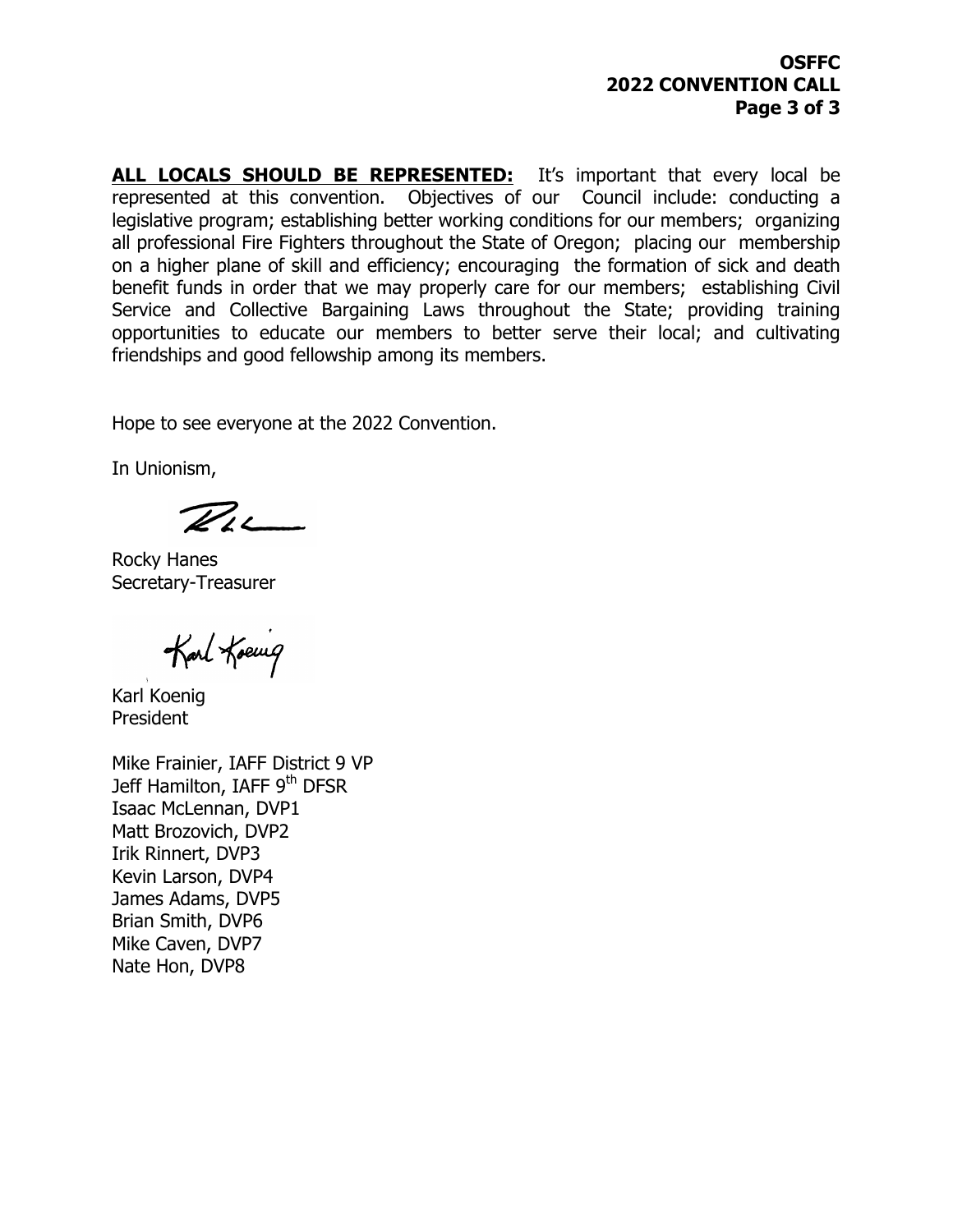**ALL LOCALS SHOULD BE REPRESENTED:** It's important that every local be represented at this convention. Objectives of our Council include: conducting a legislative program; establishing better working conditions for our members; organizing all professional Fire Fighters throughout the State of Oregon; placing our membership on a higher plane of skill and efficiency; encouraging the formation of sick and death benefit funds in order that we may properly care for our members; establishing Civil Service and Collective Bargaining Laws throughout the State; providing training opportunities to educate our members to better serve their local; and cultivating friendships and good fellowship among its members.

Hope to see everyone at the 2022 Convention.

In Unionism,

Rocky Hanes
Secretary-Treasurer

Karl Koenig
President

Mike Frainier, IAFF District 9 VP
Jeff Hamilton, IAFF 9th DFSR
Isaac McLennan, DVP1
Matt Brozovich, DVP2
Irik Rinnert, DVP3
Kevin Larson, DVP4
James Adams, DVP5
Brian Smith, DVP6
Mike Caven, DVP7
Nate Hon, DVP8